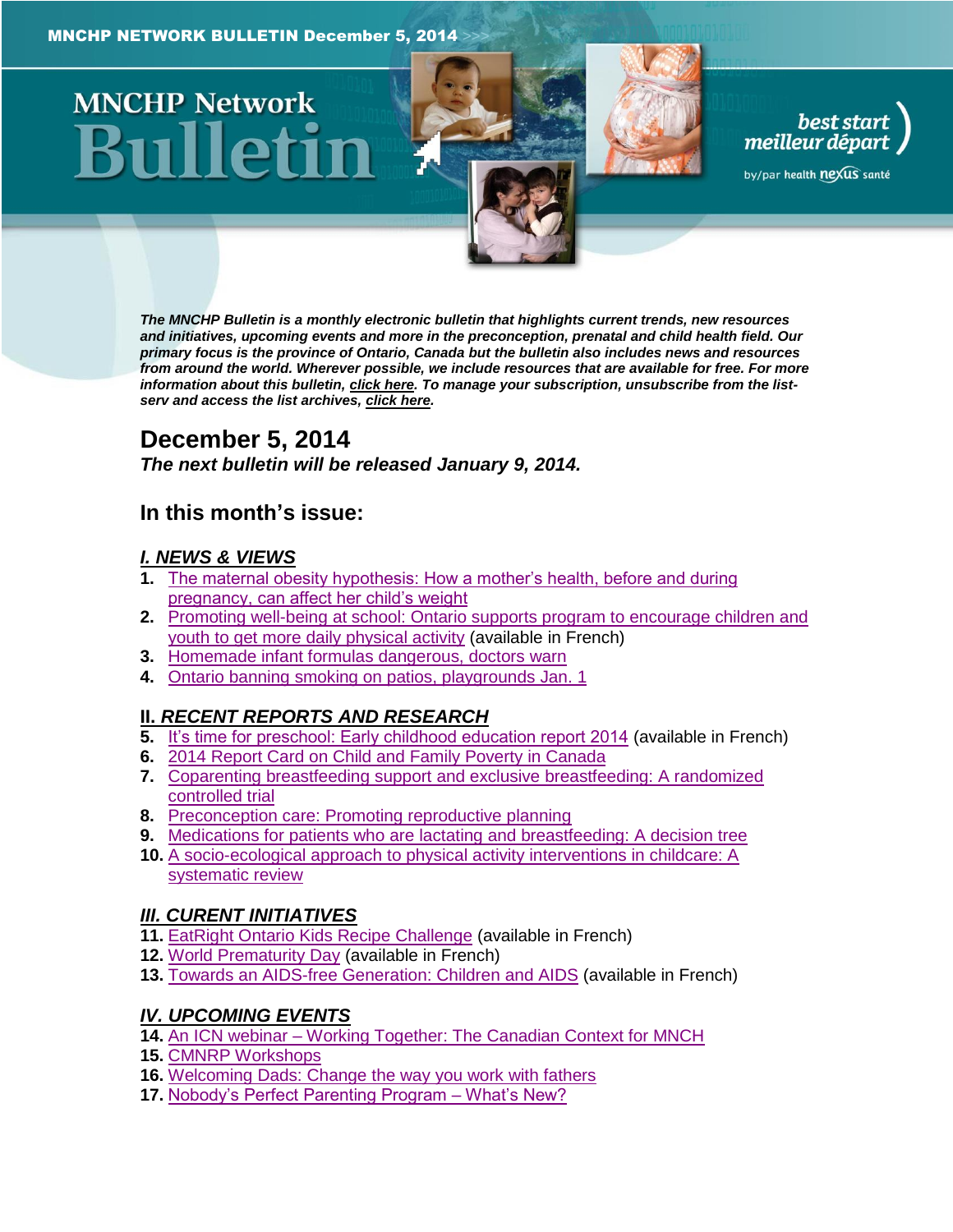MNCHP NETWORK BULLETIN December 5, 2014

# MNCHP Network Bulletin

best start meilleur départ by/par health nexus santé

***The MNCHP Bulletin is a monthly electronic bulletin that highlights current trends, new resources and initiatives, upcoming events and more in the preconception, prenatal and child health field. Our primary focus is the province of Ontario, Canada but the bulletin also includes news and resources from around the world. Wherever possible, we include resources that are available for free. For more information about this bulletin, click here. To manage your subscription, unsubscribe from the list-serv and access the list archives, click here.***

## December 5, 2014

***The next bulletin will be released January 9, 2014.***

## In this month's issue:

### *I. NEWS & VIEWS*

1. The maternal obesity hypothesis: How a mother's health, before and during pregnancy, can affect her child's weight
2. Promoting well-being at school: Ontario supports program to encourage children and youth to get more daily physical activity (available in French)
3. Homemade infant formulas dangerous, doctors warn
4. Ontario banning smoking on patios, playgrounds Jan. 1

### *II. RECENT REPORTS AND RESEARCH*

5. It's time for preschool: Early childhood education report 2014 (available in French)
6. 2014 Report Card on Child and Family Poverty in Canada
7. Coparenting breastfeeding support and exclusive breastfeeding: A randomized controlled trial
8. Preconception care: Promoting reproductive planning
9. Medications for patients who are lactating and breastfeeding: A decision tree
10. A socio-ecological approach to physical activity interventions in childcare: A systematic review

### *III. CURENT INITIATIVES*

11. EatRight Ontario Kids Recipe Challenge (available in French)
12. World Prematurity Day (available in French)
13. Towards an AIDS-free Generation: Children and AIDS (available in French)

### *IV. UPCOMING EVENTS*

14. An ICN webinar – Working Together: The Canadian Context for MNCH
15. CMNRP Workshops
16. Welcoming Dads: Change the way you work with fathers
17. Nobody's Perfect Parenting Program – What's New?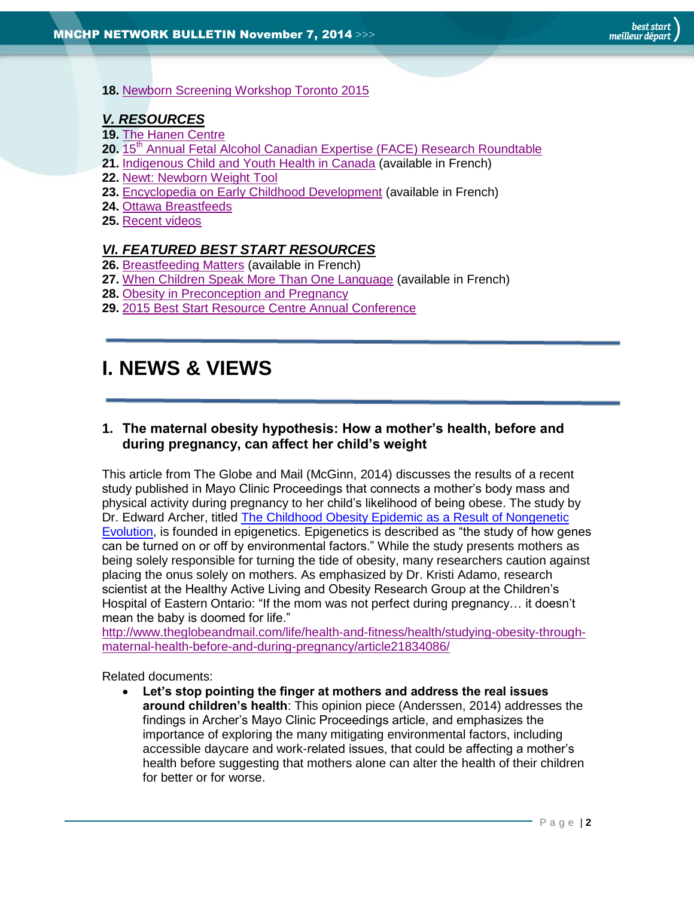**18.** Newborn Screening Workshop Toronto 2015

***V. RESOURCES***

**19.** The Hanen Centre
**20.** 15th Annual Fetal Alcohol Canadian Expertise (FACE) Research Roundtable
**21.** Indigenous Child and Youth Health in Canada (available in French)
**22.** Newt: Newborn Weight Tool
**23.** Encyclopedia on Early Childhood Development (available in French)
**24.** Ottawa Breastfeeds
**25.** Recent videos

***VI. FEATURED BEST START RESOURCES***

**26.** Breastfeeding Matters (available in French)
**27.** When Children Speak More Than One Language (available in French)
**28.** Obesity in Preconception and Pregnancy
**29.** 2015 Best Start Resource Centre Annual Conference

# I. NEWS & VIEWS

### 1. The maternal obesity hypothesis: How a mother's health, before and during pregnancy, can affect her child's weight

This article from The Globe and Mail (McGinn, 2014) discusses the results of a recent study published in Mayo Clinic Proceedings that connects a mother's body mass and physical activity during pregnancy to her child's likelihood of being obese. The study by Dr. Edward Archer, titled The Childhood Obesity Epidemic as a Result of Nongenetic Evolution, is founded in epigenetics. Epigenetics is described as "the study of how genes can be turned on or off by environmental factors." While the study presents mothers as being solely responsible for turning the tide of obesity, many researchers caution against placing the onus solely on mothers. As emphasized by Dr. Kristi Adamo, research scientist at the Healthy Active Living and Obesity Research Group at the Children's Hospital of Eastern Ontario: "If the mom was not perfect during pregnancy… it doesn't mean the baby is doomed for life."
http://www.theglobeandmail.com/life/health-and-fitness/health/studying-obesity-through-maternal-health-before-and-during-pregnancy/article21834086/

Related documents:

- **Let's stop pointing the finger at mothers and address the real issues around children's health**: This opinion piece (Anderssen, 2014) addresses the findings in Archer's Mayo Clinic Proceedings article, and emphasizes the importance of exploring the many mitigating environmental factors, including accessible daycare and work-related issues, that could be affecting a mother's health before suggesting that mothers alone can alter the health of their children for better or for worse.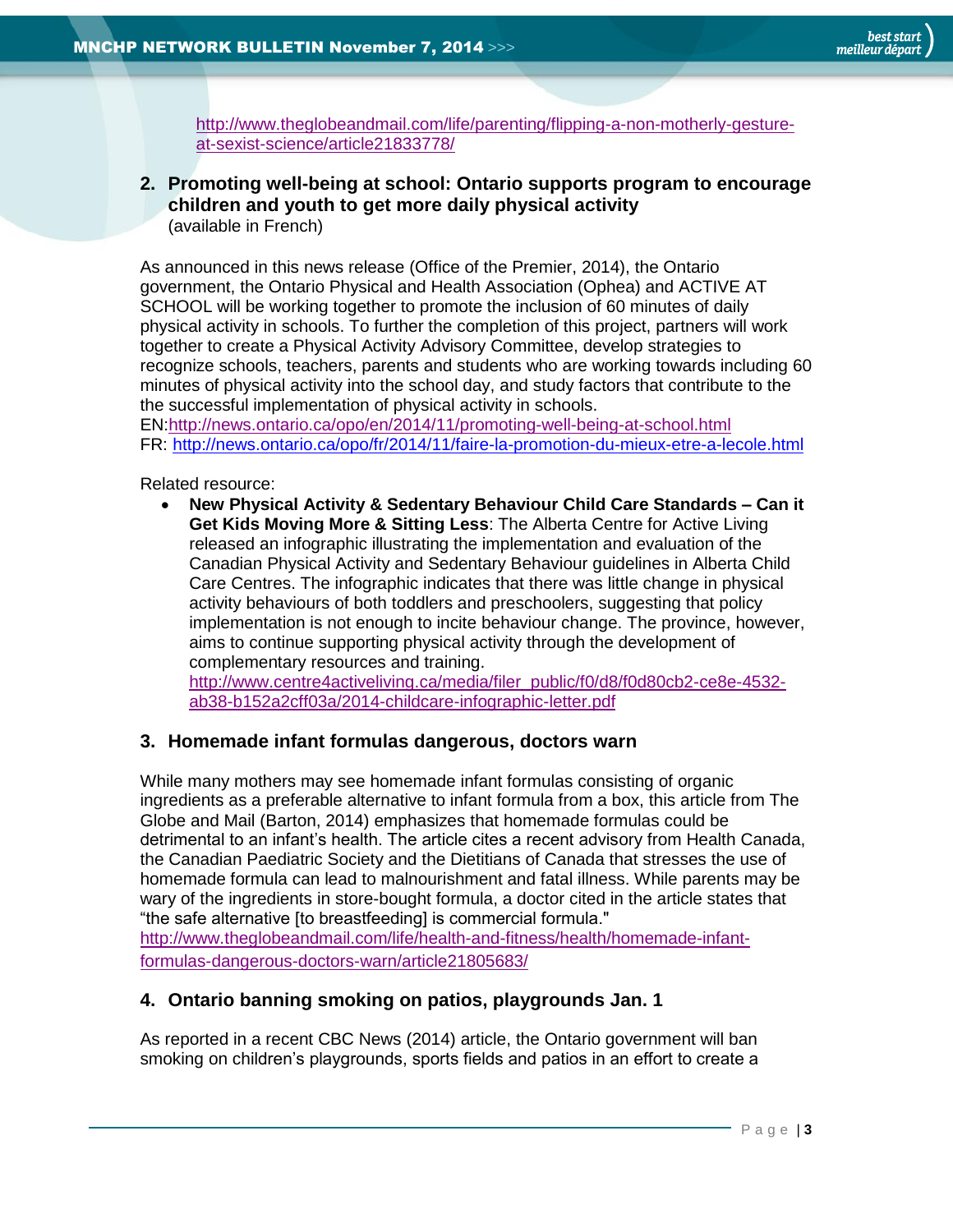http://www.theglobeandmail.com/life/parenting/flipping-a-non-motherly-gesture-at-sexist-science/article21833778/

## 2. Promoting well-being at school: Ontario supports program to encourage children and youth to get more daily physical activity

(available in French)

As announced in this news release (Office of the Premier, 2014), the Ontario government, the Ontario Physical and Health Association (Ophea) and ACTIVE AT SCHOOL will be working together to promote the inclusion of 60 minutes of daily physical activity in schools. To further the completion of this project, partners will work together to create a Physical Activity Advisory Committee, develop strategies to recognize schools, teachers, parents and students who are working towards including 60 minutes of physical activity into the school day, and study factors that contribute to the the successful implementation of physical activity in schools.
EN:http://news.ontario.ca/opo/en/2014/11/promoting-well-being-at-school.html
FR: http://news.ontario.ca/opo/fr/2014/11/faire-la-promotion-du-mieux-etre-a-lecole.html

Related resource:

- **New Physical Activity & Sedentary Behaviour Child Care Standards – Can it Get Kids Moving More & Sitting Less**: The Alberta Centre for Active Living released an infographic illustrating the implementation and evaluation of the Canadian Physical Activity and Sedentary Behaviour guidelines in Alberta Child Care Centres. The infographic indicates that there was little change in physical activity behaviours of both toddlers and preschoolers, suggesting that policy implementation is not enough to incite behaviour change. The province, however, aims to continue supporting physical activity through the development of complementary resources and training.
http://www.centre4activeliving.ca/media/filer_public/f0/d8/f0d80cb2-ce8e-4532-ab38-b152a2cff03a/2014-childcare-infographic-letter.pdf

## 3. Homemade infant formulas dangerous, doctors warn

While many mothers may see homemade infant formulas consisting of organic ingredients as a preferable alternative to infant formula from a box, this article from The Globe and Mail (Barton, 2014) emphasizes that homemade formulas could be detrimental to an infant's health. The article cites a recent advisory from Health Canada, the Canadian Paediatric Society and the Dietitians of Canada that stresses the use of homemade formula can lead to malnourishment and fatal illness. While parents may be wary of the ingredients in store-bought formula, a doctor cited in the article states that "the safe alternative [to breastfeeding] is commercial formula."
http://www.theglobeandmail.com/life/health-and-fitness/health/homemade-infant-formulas-dangerous-doctors-warn/article21805683/

## 4. Ontario banning smoking on patios, playgrounds Jan. 1

As reported in a recent CBC News (2014) article, the Ontario government will ban smoking on children's playgrounds, sports fields and patios in an effort to create a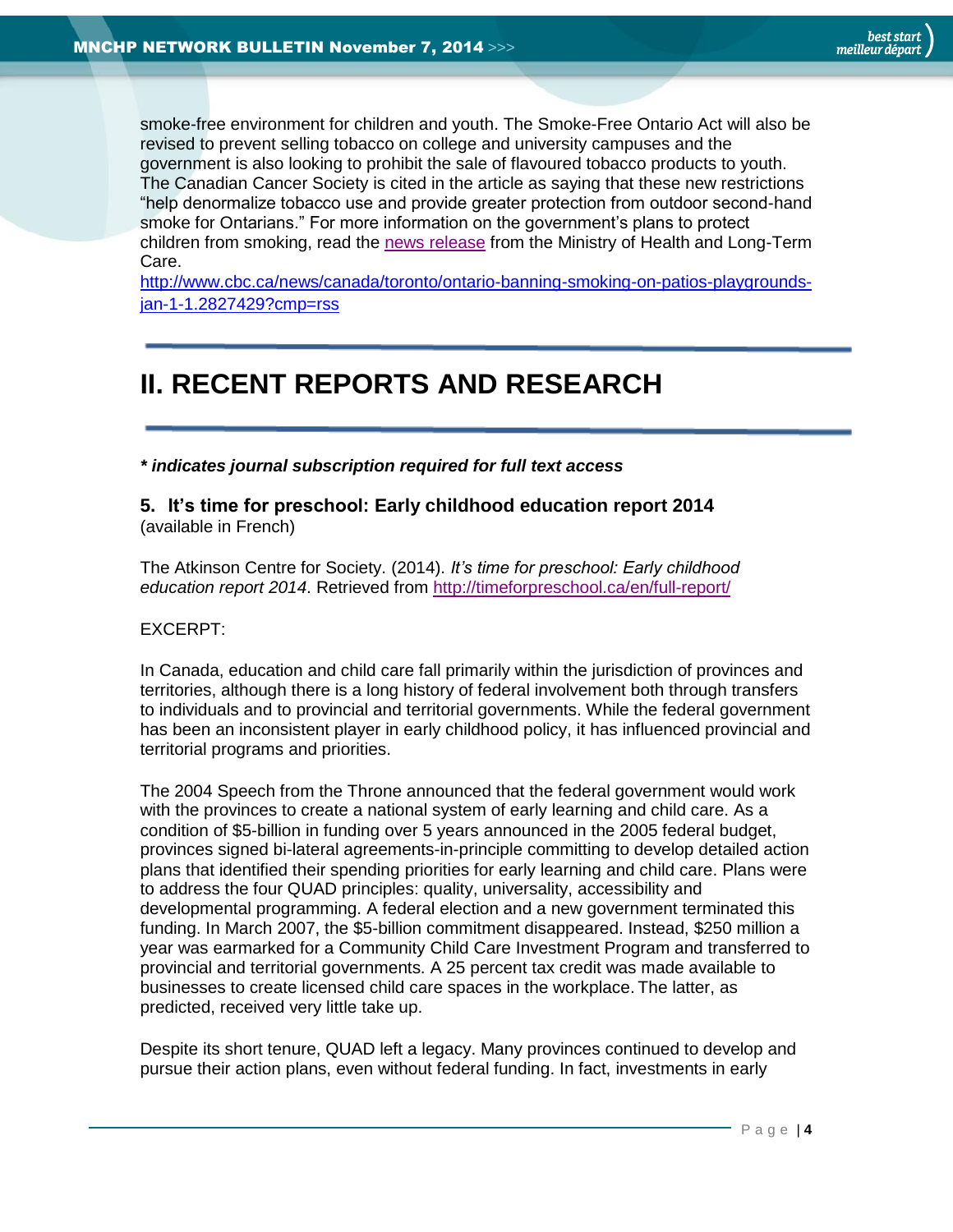smoke-free environment for children and youth. The Smoke-Free Ontario Act will also be revised to prevent selling tobacco on college and university campuses and the government is also looking to prohibit the sale of flavoured tobacco products to youth. The Canadian Cancer Society is cited in the article as saying that these new restrictions "help denormalize tobacco use and provide greater protection from outdoor second-hand smoke for Ontarians." For more information on the government's plans to protect children from smoking, read the news release from the Ministry of Health and Long-Term Care.
http://www.cbc.ca/news/canada/toronto/ontario-banning-smoking-on-patios-playgrounds-jan-1-1.2827429?cmp=rss

# II. RECENT REPORTS AND RESEARCH

***\* indicates journal subscription required for full text access***

### 5. It's time for preschool: Early childhood education report 2014

(available in French)

The Atkinson Centre for Society. (2014). *It's time for preschool: Early childhood education report 2014*. Retrieved from http://timeforpreschool.ca/en/full-report/

EXCERPT:

In Canada, education and child care fall primarily within the jurisdiction of provinces and territories, although there is a long history of federal involvement both through transfers to individuals and to provincial and territorial governments. While the federal government has been an inconsistent player in early childhood policy, it has influenced provincial and territorial programs and priorities.

The 2004 Speech from the Throne announced that the federal government would work with the provinces to create a national system of early learning and child care. As a condition of $5-billion in funding over 5 years announced in the 2005 federal budget, provinces signed bi-lateral agreements-in-principle committing to develop detailed action plans that identified their spending priorities for early learning and child care. Plans were to address the four QUAD principles: quality, universality, accessibility and developmental programming. A federal election and a new government terminated this funding. In March 2007, the $5-billion commitment disappeared. Instead, $250 million a year was earmarked for a Community Child Care Investment Program and transferred to provincial and territorial governments. A 25 percent tax credit was made available to businesses to create licensed child care spaces in the workplace. The latter, as predicted, received very little take up.

Despite its short tenure, QUAD left a legacy. Many provinces continued to develop and pursue their action plans, even without federal funding. In fact, investments in early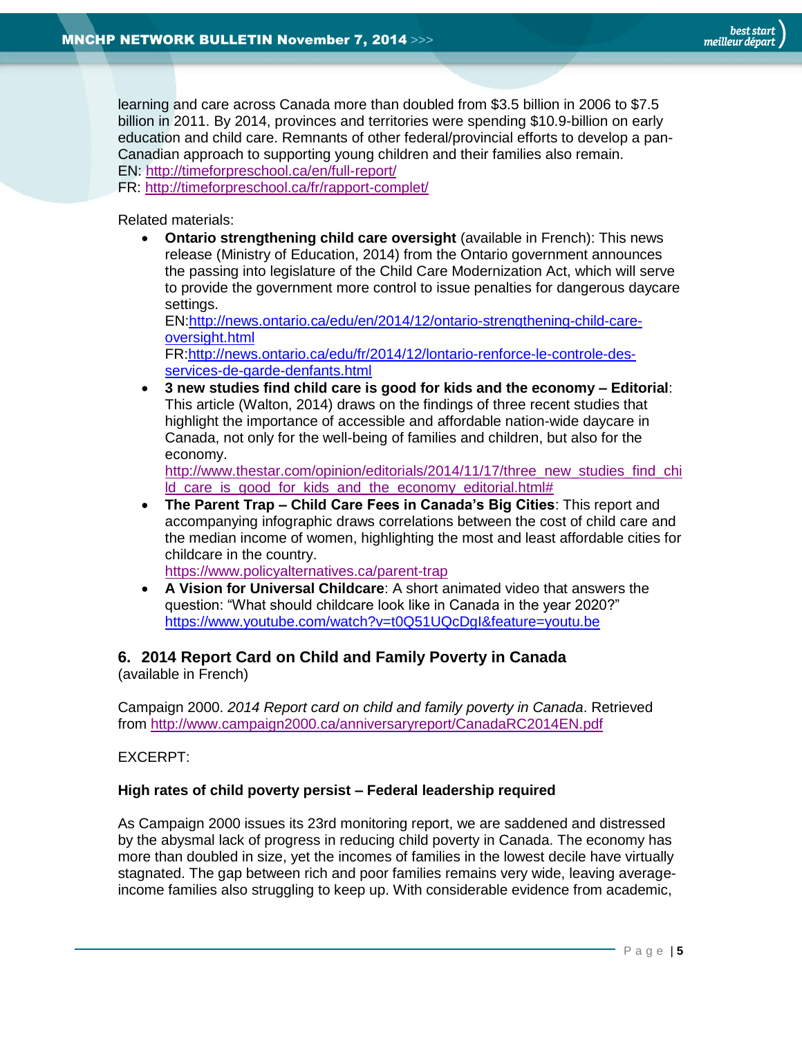learning and care across Canada more than doubled from $3.5 billion in 2006 to $7.5 billion in 2011. By 2014, provinces and territories were spending $10.9-billion on early education and child care. Remnants of other federal/provincial efforts to develop a pan-Canadian approach to supporting young children and their families also remain.
EN: http://timeforpreschool.ca/en/full-report/
FR: http://timeforpreschool.ca/fr/rapport-complet/

Related materials:

- **Ontario strengthening child care oversight** (available in French): This news release (Ministry of Education, 2014) from the Ontario government announces the passing into legislature of the Child Care Modernization Act, which will serve to provide the government more control to issue penalties for dangerous daycare settings.
  EN:http://news.ontario.ca/edu/en/2014/12/ontario-strengthening-child-care-oversight.html
  FR:http://news.ontario.ca/edu/fr/2014/12/lontario-renforce-le-controle-des-services-de-garde-denfants.html
- **3 new studies find child care is good for kids and the economy – Editorial**: This article (Walton, 2014) draws on the findings of three recent studies that highlight the importance of accessible and affordable nation-wide daycare in Canada, not only for the well-being of families and children, but also for the economy.
  http://www.thestar.com/opinion/editorials/2014/11/17/three_new_studies_find_child_care_is_good_for_kids_and_the_economy_editorial.html#
- **The Parent Trap – Child Care Fees in Canada's Big Cities**: This report and accompanying infographic draws correlations between the cost of child care and the median income of women, highlighting the most and least affordable cities for childcare in the country.
  https://www.policyalternatives.ca/parent-trap
- **A Vision for Universal Childcare**: A short animated video that answers the question: "What should childcare look like in Canada in the year 2020?"
  https://www.youtube.com/watch?v=t0Q51UQcDgI&feature=youtu.be

## 6. 2014 Report Card on Child and Family Poverty in Canada

(available in French)

Campaign 2000. *2014 Report card on child and family poverty in Canada*. Retrieved from http://www.campaign2000.ca/anniversaryreport/CanadaRC2014EN.pdf

EXCERPT:

**High rates of child poverty persist – Federal leadership required**

As Campaign 2000 issues its 23rd monitoring report, we are saddened and distressed by the abysmal lack of progress in reducing child poverty in Canada. The economy has more than doubled in size, yet the incomes of families in the lowest decile have virtually stagnated. The gap between rich and poor families remains very wide, leaving average-income families also struggling to keep up. With considerable evidence from academic,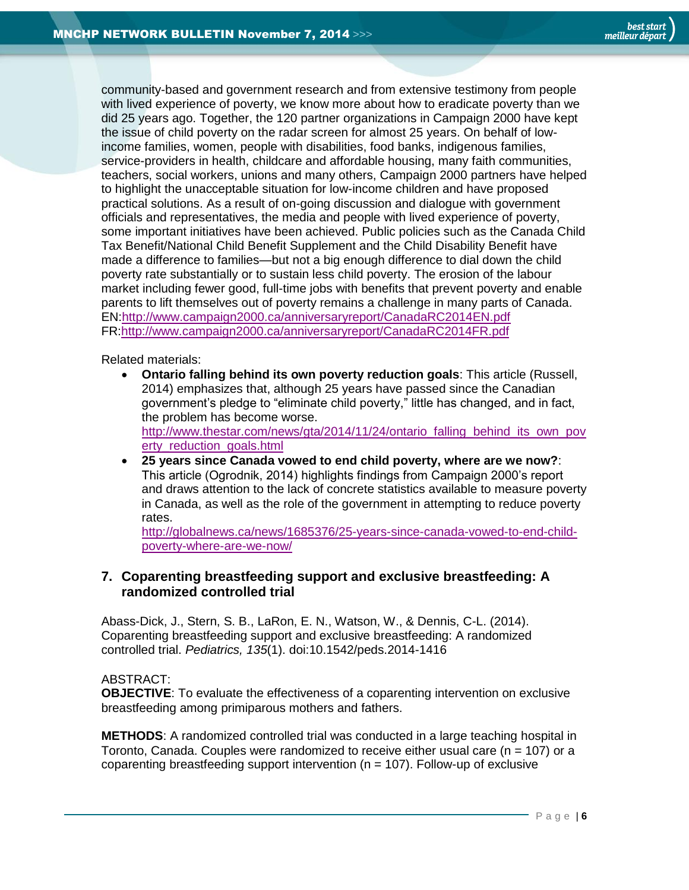community-based and government research and from extensive testimony from people with lived experience of poverty, we know more about how to eradicate poverty than we did 25 years ago. Together, the 120 partner organizations in Campaign 2000 have kept the issue of child poverty on the radar screen for almost 25 years. On behalf of low-income families, women, people with disabilities, food banks, indigenous families, service-providers in health, childcare and affordable housing, many faith communities, teachers, social workers, unions and many others, Campaign 2000 partners have helped to highlight the unacceptable situation for low-income children and have proposed practical solutions. As a result of on-going discussion and dialogue with government officials and representatives, the media and people with lived experience of poverty, some important initiatives have been achieved. Public policies such as the Canada Child Tax Benefit/National Child Benefit Supplement and the Child Disability Benefit have made a difference to families—but not a big enough difference to dial down the child poverty rate substantially or to sustain less child poverty. The erosion of the labour market including fewer good, full-time jobs with benefits that prevent poverty and enable parents to lift themselves out of poverty remains a challenge in many parts of Canada.
EN:http://www.campaign2000.ca/anniversaryreport/CanadaRC2014EN.pdf
FR:http://www.campaign2000.ca/anniversaryreport/CanadaRC2014FR.pdf

Related materials:

- **Ontario falling behind its own poverty reduction goals**: This article (Russell, 2014) emphasizes that, although 25 years have passed since the Canadian government's pledge to "eliminate child poverty," little has changed, and in fact, the problem has become worse.
  http://www.thestar.com/news/gta/2014/11/24/ontario_falling_behind_its_own_poverty_reduction_goals.html
- **25 years since Canada vowed to end child poverty, where are we now?**: This article (Ogrodnik, 2014) highlights findings from Campaign 2000's report and draws attention to the lack of concrete statistics available to measure poverty in Canada, as well as the role of the government in attempting to reduce poverty rates.
  http://globalnews.ca/news/1685376/25-years-since-canada-vowed-to-end-child-poverty-where-are-we-now/

## 7. Coparenting breastfeeding support and exclusive breastfeeding: A randomized controlled trial

Abass-Dick, J., Stern, S. B., LaRon, E. N., Watson, W., & Dennis, C-L. (2014). Coparenting breastfeeding support and exclusive breastfeeding: A randomized controlled trial. *Pediatrics, 135*(1). doi:10.1542/peds.2014-1416

ABSTRACT:
**OBJECTIVE**: To evaluate the effectiveness of a coparenting intervention on exclusive breastfeeding among primiparous mothers and fathers.

**METHODS**: A randomized controlled trial was conducted in a large teaching hospital in Toronto, Canada. Couples were randomized to receive either usual care (n = 107) or a coparenting breastfeeding support intervention (n = 107). Follow-up of exclusive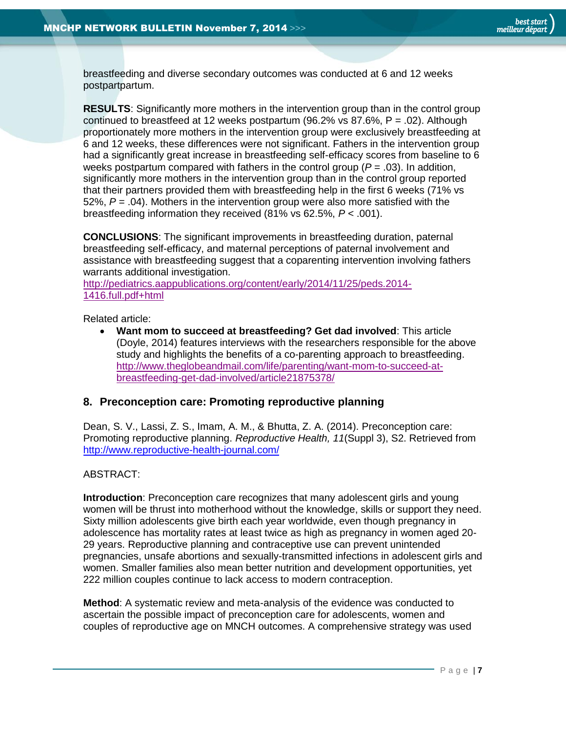breastfeeding and diverse secondary outcomes was conducted at 6 and 12 weeks postpartpartum.

**RESULTS**: Significantly more mothers in the intervention group than in the control group continued to breastfeed at 12 weeks postpartum (96.2% vs 87.6%, P = .02). Although proportionately more mothers in the intervention group were exclusively breastfeeding at 6 and 12 weeks, these differences were not significant. Fathers in the intervention group had a significantly great increase in breastfeeding self-efficacy scores from baseline to 6 weeks postpartum compared with fathers in the control group (*P* = .03). In addition, significantly more mothers in the intervention group than in the control group reported that their partners provided them with breastfeeding help in the first 6 weeks (71% vs 52%, *P* = .04). Mothers in the intervention group were also more satisfied with the breastfeeding information they received (81% vs 62.5%, *P* < .001).

**CONCLUSIONS**: The significant improvements in breastfeeding duration, paternal breastfeeding self-efficacy, and maternal perceptions of paternal involvement and assistance with breastfeeding suggest that a coparenting intervention involving fathers warrants additional investigation.
http://pediatrics.aappublications.org/content/early/2014/11/25/peds.2014-1416.full.pdf+html

Related article:

- **Want mom to succeed at breastfeeding? Get dad involved**: This article (Doyle, 2014) features interviews with the researchers responsible for the above study and highlights the benefits of a co-parenting approach to breastfeeding. http://www.theglobeandmail.com/life/parenting/want-mom-to-succeed-at-breastfeeding-get-dad-involved/article21875378/

## 8. Preconception care: Promoting reproductive planning

Dean, S. V., Lassi, Z. S., Imam, A. M., & Bhutta, Z. A. (2014). Preconception care: Promoting reproductive planning. *Reproductive Health, 11*(Suppl 3), S2. Retrieved from http://www.reproductive-health-journal.com/

ABSTRACT:

**Introduction**: Preconception care recognizes that many adolescent girls and young women will be thrust into motherhood without the knowledge, skills or support they need. Sixty million adolescents give birth each year worldwide, even though pregnancy in adolescence has mortality rates at least twice as high as pregnancy in women aged 20-29 years. Reproductive planning and contraceptive use can prevent unintended pregnancies, unsafe abortions and sexually-transmitted infections in adolescent girls and women. Smaller families also mean better nutrition and development opportunities, yet 222 million couples continue to lack access to modern contraception.

**Method**: A systematic review and meta-analysis of the evidence was conducted to ascertain the possible impact of preconception care for adolescents, women and couples of reproductive age on MNCH outcomes. A comprehensive strategy was used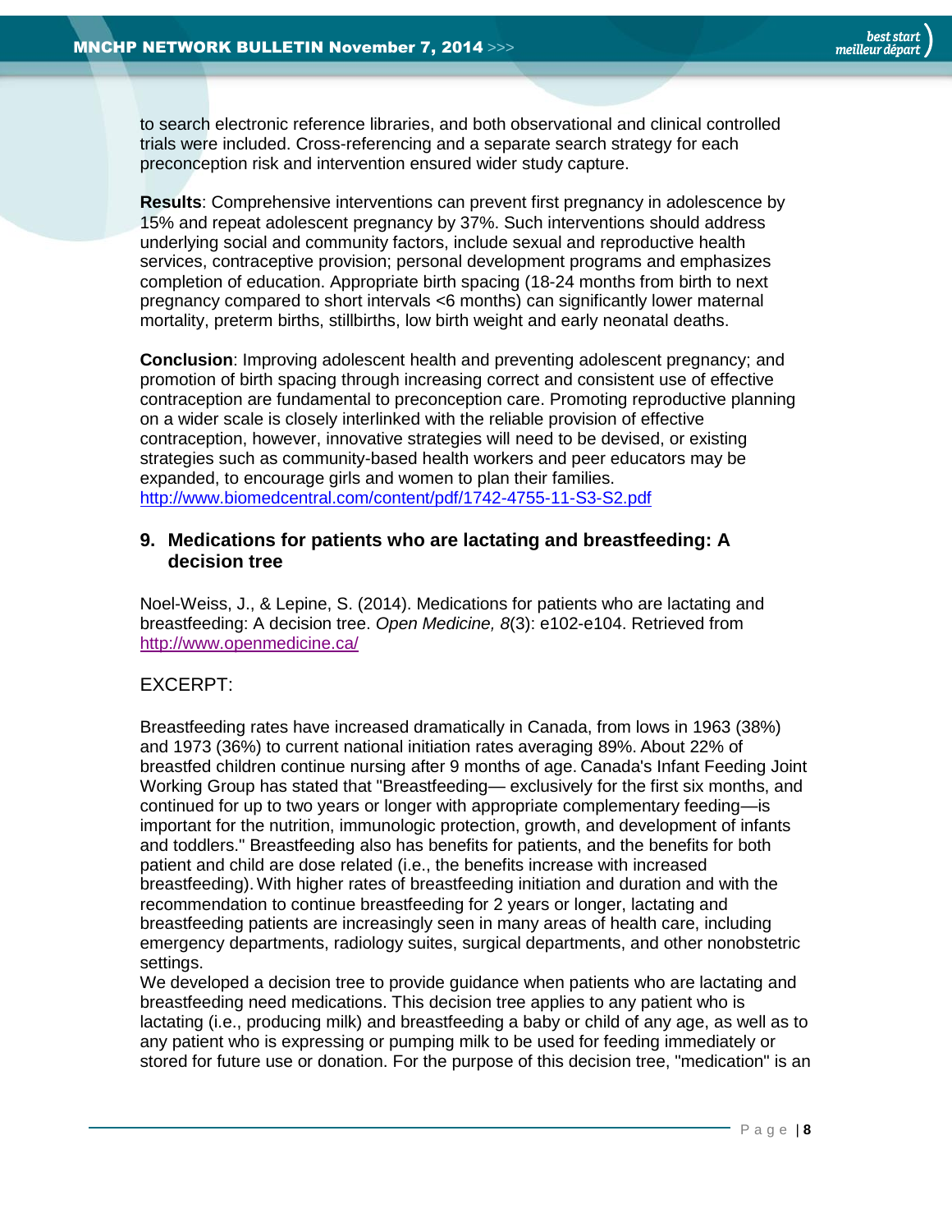to search electronic reference libraries, and both observational and clinical controlled trials were included. Cross-referencing and a separate search strategy for each preconception risk and intervention ensured wider study capture.

**Results**: Comprehensive interventions can prevent first pregnancy in adolescence by 15% and repeat adolescent pregnancy by 37%. Such interventions should address underlying social and community factors, include sexual and reproductive health services, contraceptive provision; personal development programs and emphasizes completion of education. Appropriate birth spacing (18-24 months from birth to next pregnancy compared to short intervals <6 months) can significantly lower maternal mortality, preterm births, stillbirths, low birth weight and early neonatal deaths.

**Conclusion**: Improving adolescent health and preventing adolescent pregnancy; and promotion of birth spacing through increasing correct and consistent use of effective contraception are fundamental to preconception care. Promoting reproductive planning on a wider scale is closely interlinked with the reliable provision of effective contraception, however, innovative strategies will need to be devised, or existing strategies such as community-based health workers and peer educators may be expanded, to encourage girls and women to plan their families.
http://www.biomedcentral.com/content/pdf/1742-4755-11-S3-S2.pdf

### 9. Medications for patients who are lactating and breastfeeding: A decision tree

Noel-Weiss, J., & Lepine, S. (2014). Medications for patients who are lactating and breastfeeding: A decision tree. *Open Medicine, 8*(3): e102-e104. Retrieved from http://www.openmedicine.ca/

EXCERPT:

Breastfeeding rates have increased dramatically in Canada, from lows in 1963 (38%) and 1973 (36%) to current national initiation rates averaging 89%. About 22% of breastfed children continue nursing after 9 months of age. Canada's Infant Feeding Joint Working Group has stated that "Breastfeeding— exclusively for the first six months, and continued for up to two years or longer with appropriate complementary feeding—is important for the nutrition, immunologic protection, growth, and development of infants and toddlers." Breastfeeding also has benefits for patients, and the benefits for both patient and child are dose related (i.e., the benefits increase with increased breastfeeding). With higher rates of breastfeeding initiation and duration and with the recommendation to continue breastfeeding for 2 years or longer, lactating and breastfeeding patients are increasingly seen in many areas of health care, including emergency departments, radiology suites, surgical departments, and other nonobstetric settings.
We developed a decision tree to provide guidance when patients who are lactating and breastfeeding need medications. This decision tree applies to any patient who is lactating (i.e., producing milk) and breastfeeding a baby or child of any age, as well as to any patient who is expressing or pumping milk to be used for feeding immediately or stored for future use or donation. For the purpose of this decision tree, "medication" is an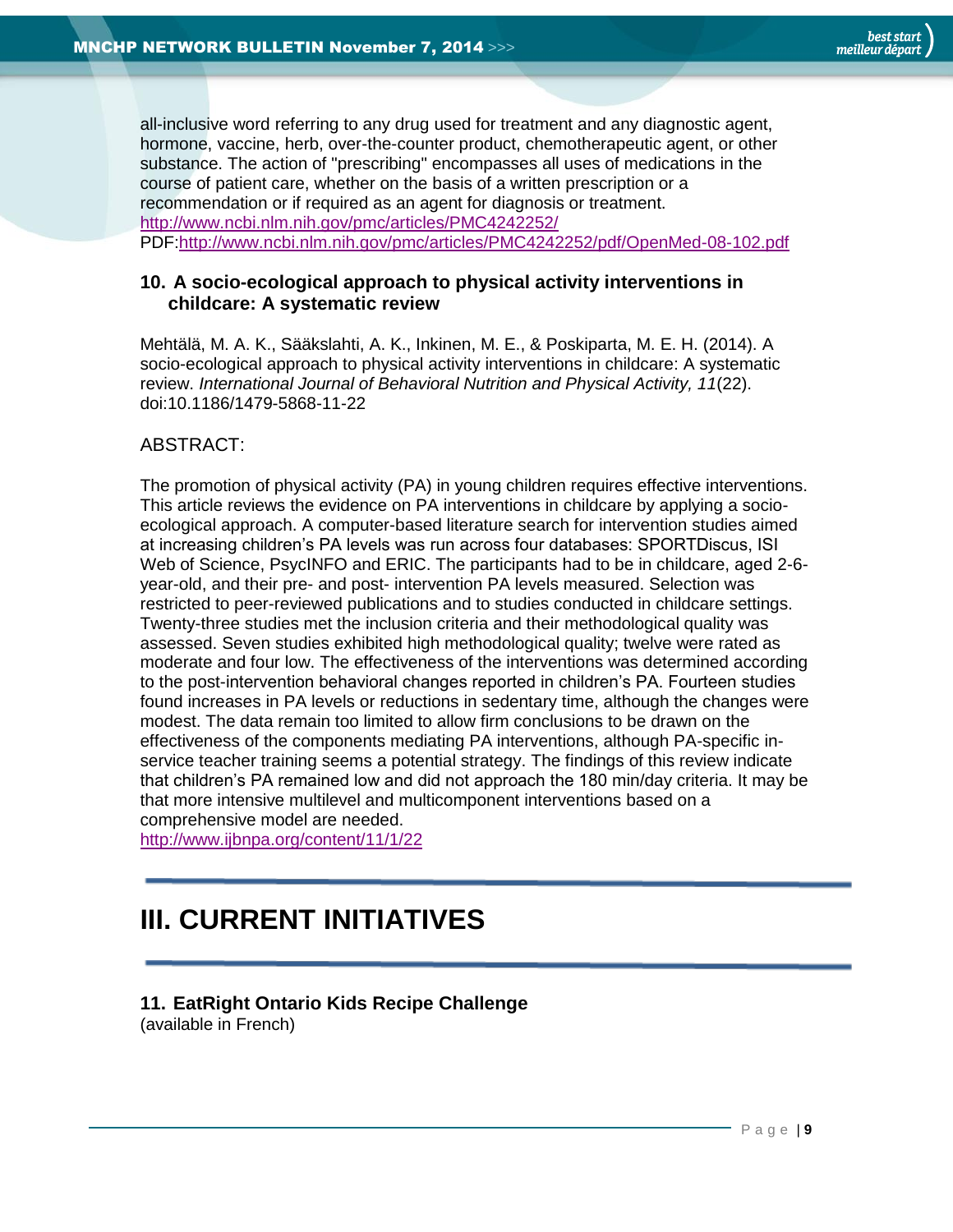all-inclusive word referring to any drug used for treatment and any diagnostic agent, hormone, vaccine, herb, over-the-counter product, chemotherapeutic agent, or other substance. The action of "prescribing" encompasses all uses of medications in the course of patient care, whether on the basis of a written prescription or a recommendation or if required as an agent for diagnosis or treatment.
http://www.ncbi.nlm.nih.gov/pmc/articles/PMC4242252/
PDF:http://www.ncbi.nlm.nih.gov/pmc/articles/PMC4242252/pdf/OpenMed-08-102.pdf

### 10. A socio-ecological approach to physical activity interventions in childcare: A systematic review

Mehtälä, M. A. K., Sääkslahti, A. K., Inkinen, M. E., & Poskiparta, M. E. H. (2014). A socio-ecological approach to physical activity interventions in childcare: A systematic review. *International Journal of Behavioral Nutrition and Physical Activity, 11*(22). doi:10.1186/1479-5868-11-22

ABSTRACT:

The promotion of physical activity (PA) in young children requires effective interventions. This article reviews the evidence on PA interventions in childcare by applying a socio-ecological approach. A computer-based literature search for intervention studies aimed at increasing children's PA levels was run across four databases: SPORTDiscus, ISI Web of Science, PsycINFO and ERIC. The participants had to be in childcare, aged 2-6-year-old, and their pre- and post- intervention PA levels measured. Selection was restricted to peer-reviewed publications and to studies conducted in childcare settings. Twenty-three studies met the inclusion criteria and their methodological quality was assessed. Seven studies exhibited high methodological quality; twelve were rated as moderate and four low. The effectiveness of the interventions was determined according to the post-intervention behavioral changes reported in children's PA. Fourteen studies found increases in PA levels or reductions in sedentary time, although the changes were modest. The data remain too limited to allow firm conclusions to be drawn on the effectiveness of the components mediating PA interventions, although PA-specific in-service teacher training seems a potential strategy. The findings of this review indicate that children's PA remained low and did not approach the 180 min/day criteria. It may be that more intensive multilevel and multicomponent interventions based on a comprehensive model are needed.
http://www.ijbnpa.org/content/11/1/22

---

## III. CURRENT INITIATIVES

---

### 11. EatRight Ontario Kids Recipe Challenge

(available in French)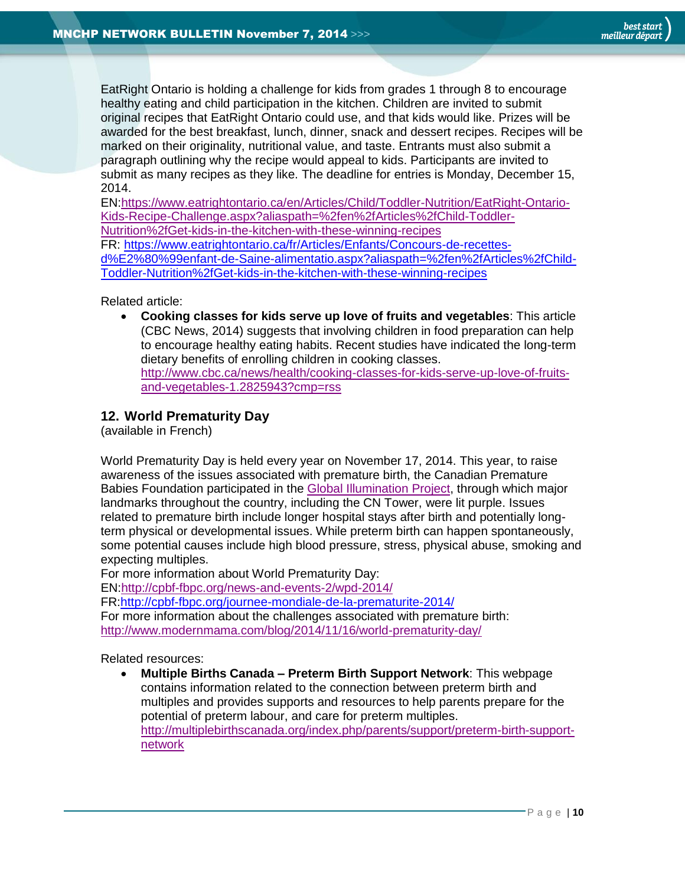EatRight Ontario is holding a challenge for kids from grades 1 through 8 to encourage healthy eating and child participation in the kitchen. Children are invited to submit original recipes that EatRight Ontario could use, and that kids would like. Prizes will be awarded for the best breakfast, lunch, dinner, snack and dessert recipes. Recipes will be marked on their originality, nutritional value, and taste. Entrants must also submit a paragraph outlining why the recipe would appeal to kids. Participants are invited to submit as many recipes as they like. The deadline for entries is Monday, December 15, 2014.
EN:https://www.eatrightontario.ca/en/Articles/Child/Toddler-Nutrition/EatRight-Ontario-Kids-Recipe-Challenge.aspx?aliaspath=%2fen%2fArticles%2fChild-Toddler-Nutrition%2fGet-kids-in-the-kitchen-with-these-winning-recipes
FR: https://www.eatrightontario.ca/fr/Articles/Enfants/Concours-de-recettes-d%E2%80%99enfant-de-Saine-alimentatio.aspx?aliaspath=%2fen%2fArticles%2fChild-Toddler-Nutrition%2fGet-kids-in-the-kitchen-with-these-winning-recipes

Related article:

- **Cooking classes for kids serve up love of fruits and vegetables**: This article (CBC News, 2014) suggests that involving children in food preparation can help to encourage healthy eating habits. Recent studies have indicated the long-term dietary benefits of enrolling children in cooking classes. http://www.cbc.ca/news/health/cooking-classes-for-kids-serve-up-love-of-fruits-and-vegetables-1.2825943?cmp=rss

## 12. World Prematurity Day

(available in French)

World Prematurity Day is held every year on November 17, 2014. This year, to raise awareness of the issues associated with premature birth, the Canadian Premature Babies Foundation participated in the Global Illumination Project, through which major landmarks throughout the country, including the CN Tower, were lit purple. Issues related to premature birth include longer hospital stays after birth and potentially long-term physical or developmental issues. While preterm birth can happen spontaneously, some potential causes include high blood pressure, stress, physical abuse, smoking and expecting multiples.
For more information about World Prematurity Day:
EN:http://cpbf-fbpc.org/news-and-events-2/wpd-2014/
FR:http://cpbf-fbpc.org/journee-mondiale-de-la-prematurite-2014/
For more information about the challenges associated with premature birth:
http://www.modernmama.com/blog/2014/11/16/world-prematurity-day/

Related resources:

- **Multiple Births Canada – Preterm Birth Support Network**: This webpage contains information related to the connection between preterm birth and multiples and provides supports and resources to help parents prepare for the potential of preterm labour, and care for preterm multiples. http://multiplebirthscanada.org/index.php/parents/support/preterm-birth-support-network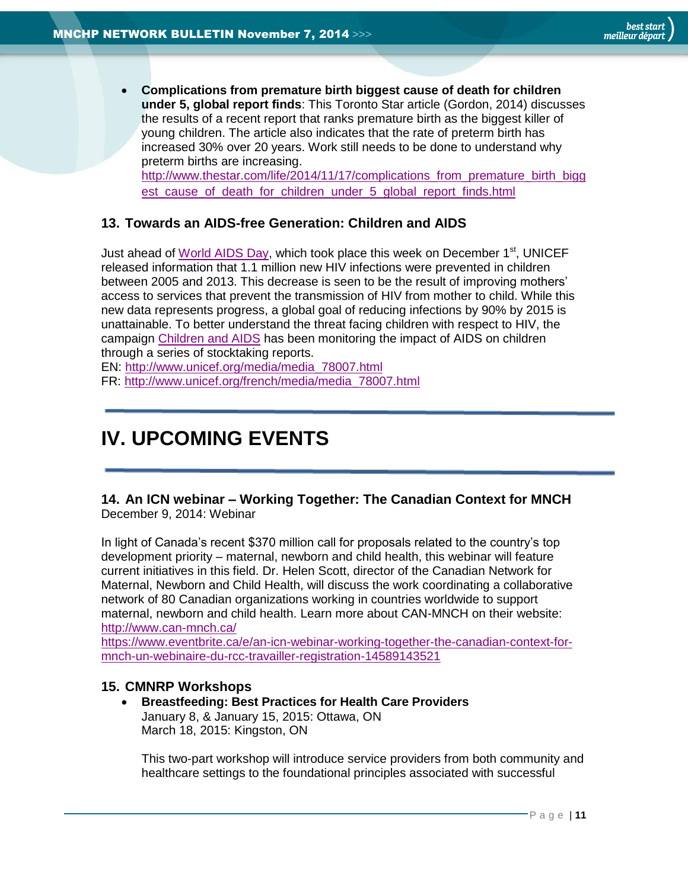- **Complications from premature birth biggest cause of death for children under 5, global report finds**: This Toronto Star article (Gordon, 2014) discusses the results of a recent report that ranks premature birth as the biggest killer of young children. The article also indicates that the rate of preterm birth has increased 30% over 20 years. Work still needs to be done to understand why preterm births are increasing. http://www.thestar.com/life/2014/11/17/complications_from_premature_birth_biggest_cause_of_death_for_children_under_5_global_report_finds.html

### 13. Towards an AIDS-free Generation: Children and AIDS

Just ahead of World AIDS Day, which took place this week on December 1st, UNICEF released information that 1.1 million new HIV infections were prevented in children between 2005 and 2013. This decrease is seen to be the result of improving mothers' access to services that prevent the transmission of HIV from mother to child. While this new data represents progress, a global goal of reducing infections by 90% by 2015 is unattainable. To better understand the threat facing children with respect to HIV, the campaign Children and AIDS has been monitoring the impact of AIDS on children through a series of stocktaking reports.
EN: http://www.unicef.org/media/media_78007.html
FR: http://www.unicef.org/french/media/media_78007.html

---

# IV. UPCOMING EVENTS

---

### 14. An ICN webinar – Working Together: The Canadian Context for MNCH

December 9, 2014: Webinar

In light of Canada's recent $370 million call for proposals related to the country's top development priority – maternal, newborn and child health, this webinar will feature current initiatives in this field. Dr. Helen Scott, director of the Canadian Network for Maternal, Newborn and Child Health, will discuss the work coordinating a collaborative network of 80 Canadian organizations working in countries worldwide to support maternal, newborn and child health. Learn more about CAN-MNCH on their website: http://www.can-mnch.ca/
https://www.eventbrite.ca/e/an-icn-webinar-working-together-the-canadian-context-for-mnch-un-webinaire-du-rcc-travailler-registration-14589143521

### 15. CMNRP Workshops

- **Breastfeeding: Best Practices for Health Care Providers**
  January 8, & January 15, 2015: Ottawa, ON
  March 18, 2015: Kingston, ON

  This two-part workshop will introduce service providers from both community and healthcare settings to the foundational principles associated with successful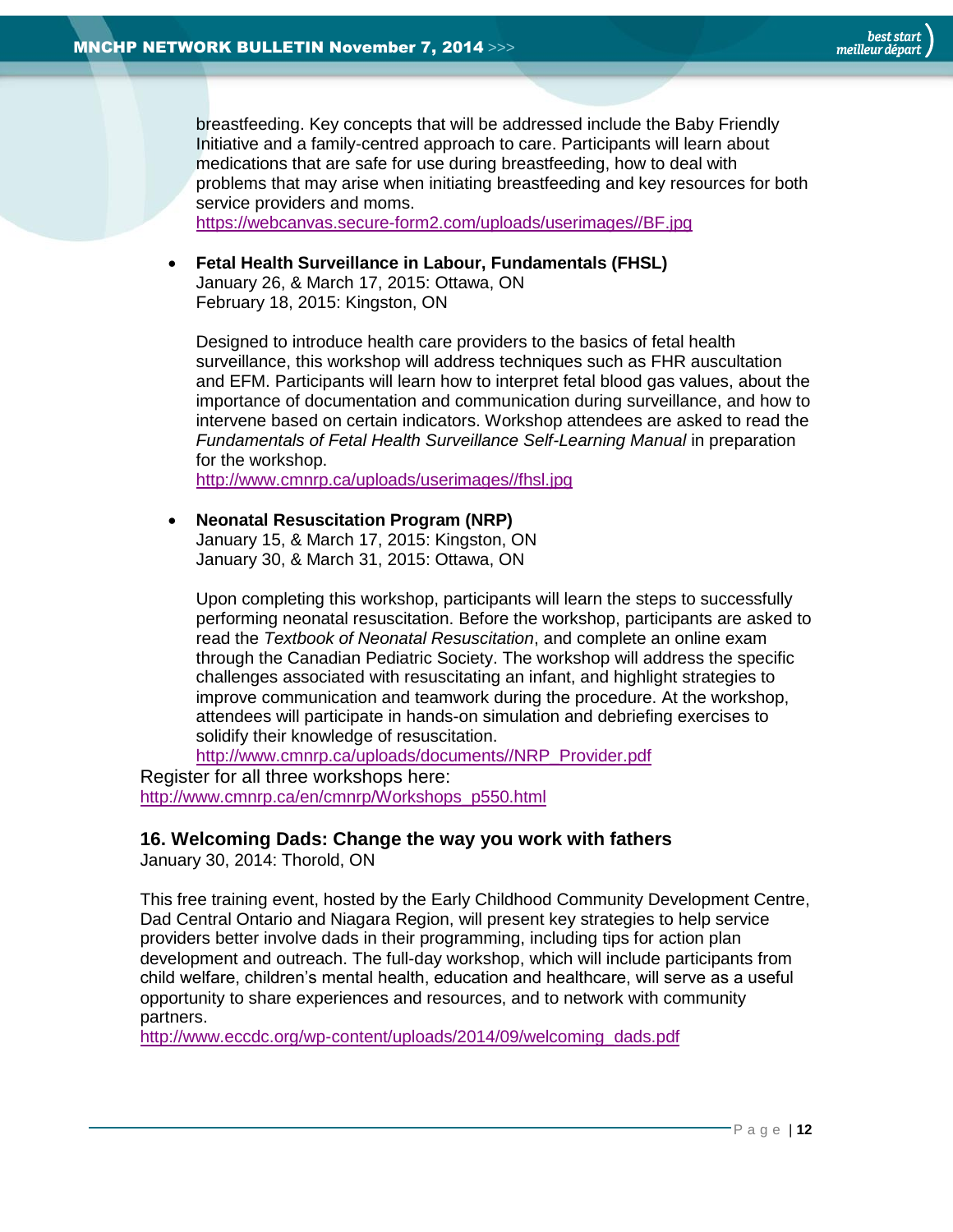breastfeeding. Key concepts that will be addressed include the Baby Friendly Initiative and a family-centred approach to care. Participants will learn about medications that are safe for use during breastfeeding, how to deal with problems that may arise when initiating breastfeeding and key resources for both service providers and moms.
https://webcanvas.secure-form2.com/uploads/userimages//BF.jpg

- **Fetal Health Surveillance in Labour, Fundamentals (FHSL)**
  January 26, & March 17, 2015: Ottawa, ON
  February 18, 2015: Kingston, ON

  Designed to introduce health care providers to the basics of fetal health surveillance, this workshop will address techniques such as FHR auscultation and EFM. Participants will learn how to interpret fetal blood gas values, about the importance of documentation and communication during surveillance, and how to intervene based on certain indicators. Workshop attendees are asked to read the *Fundamentals of Fetal Health Surveillance Self-Learning Manual* in preparation for the workshop.
  http://www.cmnrp.ca/uploads/userimages//fhsl.jpg

- **Neonatal Resuscitation Program (NRP)**
  January 15, & March 17, 2015: Kingston, ON
  January 30, & March 31, 2015: Ottawa, ON

  Upon completing this workshop, participants will learn the steps to successfully performing neonatal resuscitation. Before the workshop, participants are asked to read the *Textbook of Neonatal Resuscitation*, and complete an online exam through the Canadian Pediatric Society. The workshop will address the specific challenges associated with resuscitating an infant, and highlight strategies to improve communication and teamwork during the procedure. At the workshop, attendees will participate in hands-on simulation and debriefing exercises to solidify their knowledge of resuscitation.
  http://www.cmnrp.ca/uploads/documents//NRP_Provider.pdf

Register for all three workshops here:
http://www.cmnrp.ca/en/cmnrp/Workshops_p550.html

### 16. Welcoming Dads: Change the way you work with fathers

January 30, 2014: Thorold, ON

This free training event, hosted by the Early Childhood Community Development Centre, Dad Central Ontario and Niagara Region, will present key strategies to help service providers better involve dads in their programming, including tips for action plan development and outreach. The full-day workshop, which will include participants from child welfare, children's mental health, education and healthcare, will serve as a useful opportunity to share experiences and resources, and to network with community partners.
http://www.eccdc.org/wp-content/uploads/2014/09/welcoming_dads.pdf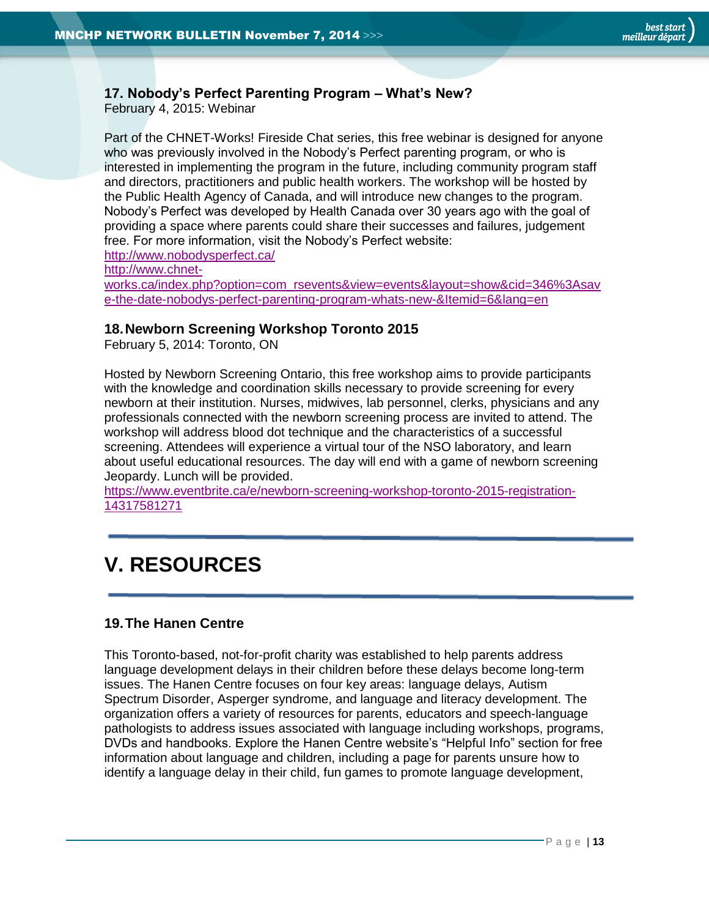### 17. Nobody's Perfect Parenting Program – What's New?

February 4, 2015: Webinar

Part of the CHNET-Works! Fireside Chat series, this free webinar is designed for anyone who was previously involved in the Nobody's Perfect parenting program, or who is interested in implementing the program in the future, including community program staff and directors, practitioners and public health workers. The workshop will be hosted by the Public Health Agency of Canada, and will introduce new changes to the program. Nobody's Perfect was developed by Health Canada over 30 years ago with the goal of providing a space where parents could share their successes and failures, judgement free. For more information, visit the Nobody's Perfect website:
http://www.nobodysperfect.ca/
http://www.chnet-works.ca/index.php?option=com_rsevents&view=events&layout=show&cid=346%3Asave-the-date-nobodys-perfect-parenting-program-whats-new-&Itemid=6&lang=en

### 18. Newborn Screening Workshop Toronto 2015

February 5, 2014: Toronto, ON

Hosted by Newborn Screening Ontario, this free workshop aims to provide participants with the knowledge and coordination skills necessary to provide screening for every newborn at their institution. Nurses, midwives, lab personnel, clerks, physicians and any professionals connected with the newborn screening process are invited to attend. The workshop will address blood dot technique and the characteristics of a successful screening. Attendees will experience a virtual tour of the NSO laboratory, and learn about useful educational resources. The day will end with a game of newborn screening Jeopardy. Lunch will be provided.
https://www.eventbrite.ca/e/newborn-screening-workshop-toronto-2015-registration-14317581271

# V. RESOURCES

### 19. The Hanen Centre

This Toronto-based, not-for-profit charity was established to help parents address language development delays in their children before these delays become long-term issues. The Hanen Centre focuses on four key areas: language delays, Autism Spectrum Disorder, Asperger syndrome, and language and literacy development. The organization offers a variety of resources for parents, educators and speech-language pathologists to address issues associated with language including workshops, programs, DVDs and handbooks. Explore the Hanen Centre website's "Helpful Info" section for free information about language and children, including a page for parents unsure how to identify a language delay in their child, fun games to promote language development,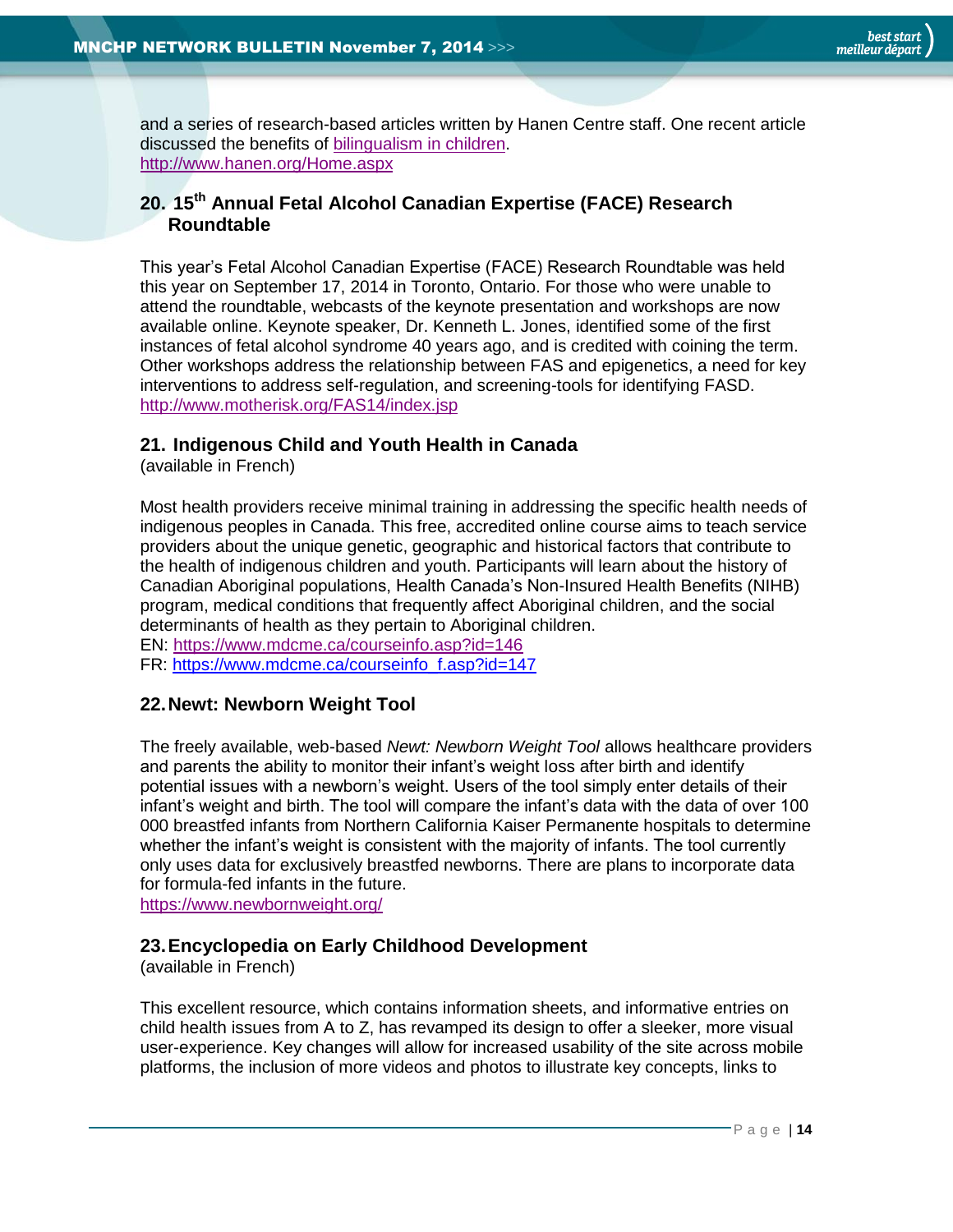and a series of research-based articles written by Hanen Centre staff. One recent article discussed the benefits of bilingualism in children.
http://www.hanen.org/Home.aspx

## 20. 15th Annual Fetal Alcohol Canadian Expertise (FACE) Research Roundtable

This year's Fetal Alcohol Canadian Expertise (FACE) Research Roundtable was held this year on September 17, 2014 in Toronto, Ontario. For those who were unable to attend the roundtable, webcasts of the keynote presentation and workshops are now available online. Keynote speaker, Dr. Kenneth L. Jones, identified some of the first instances of fetal alcohol syndrome 40 years ago, and is credited with coining the term. Other workshops address the relationship between FAS and epigenetics, a need for key interventions to address self-regulation, and screening-tools for identifying FASD.
http://www.motherisk.org/FAS14/index.jsp

## 21. Indigenous Child and Youth Health in Canada

(available in French)

Most health providers receive minimal training in addressing the specific health needs of indigenous peoples in Canada. This free, accredited online course aims to teach service providers about the unique genetic, geographic and historical factors that contribute to the health of indigenous children and youth. Participants will learn about the history of Canadian Aboriginal populations, Health Canada's Non-Insured Health Benefits (NIHB) program, medical conditions that frequently affect Aboriginal children, and the social determinants of health as they pertain to Aboriginal children.
EN: https://www.mdcme.ca/courseinfo.asp?id=146
FR: https://www.mdcme.ca/courseinfo_f.asp?id=147

## 22. Newt: Newborn Weight Tool

The freely available, web-based *Newt: Newborn Weight Tool* allows healthcare providers and parents the ability to monitor their infant's weight loss after birth and identify potential issues with a newborn's weight. Users of the tool simply enter details of their infant's weight and birth. The tool will compare the infant's data with the data of over 100 000 breastfed infants from Northern California Kaiser Permanente hospitals to determine whether the infant's weight is consistent with the majority of infants. The tool currently only uses data for exclusively breastfed newborns. There are plans to incorporate data for formula-fed infants in the future.
https://www.newbornweight.org/

## 23. Encyclopedia on Early Childhood Development

(available in French)

This excellent resource, which contains information sheets, and informative entries on child health issues from A to Z, has revamped its design to offer a sleeker, more visual user-experience. Key changes will allow for increased usability of the site across mobile platforms, the inclusion of more videos and photos to illustrate key concepts, links to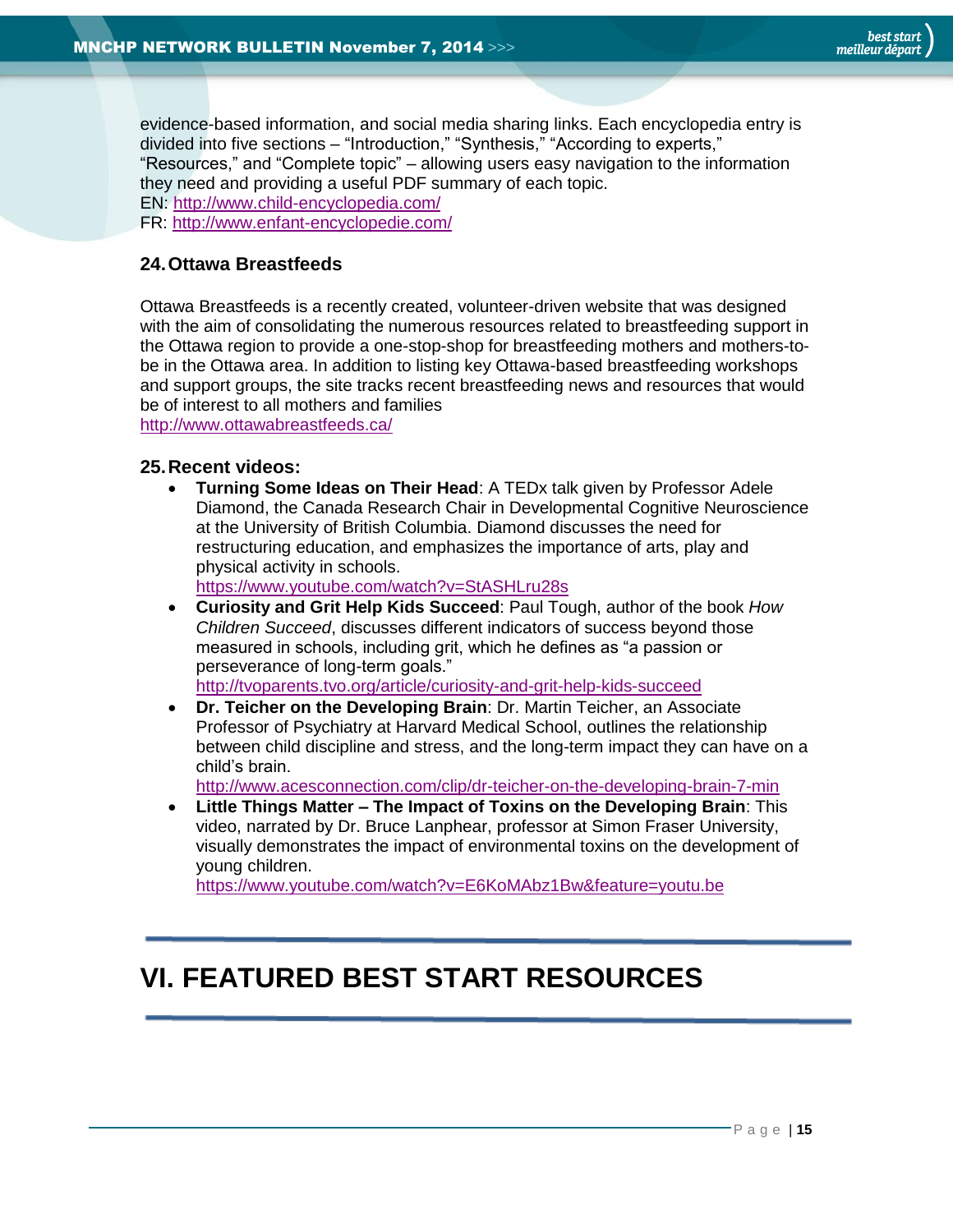evidence-based information, and social media sharing links. Each encyclopedia entry is divided into five sections – "Introduction," "Synthesis," "According to experts," "Resources," and "Complete topic" – allowing users easy navigation to the information they need and providing a useful PDF summary of each topic.
EN: http://www.child-encyclopedia.com/
FR: http://www.enfant-encyclopedie.com/

### 24. Ottawa Breastfeeds

Ottawa Breastfeeds is a recently created, volunteer-driven website that was designed with the aim of consolidating the numerous resources related to breastfeeding support in the Ottawa region to provide a one-stop-shop for breastfeeding mothers and mothers-to-be in the Ottawa area. In addition to listing key Ottawa-based breastfeeding workshops and support groups, the site tracks recent breastfeeding news and resources that would be of interest to all mothers and families
http://www.ottawabreastfeeds.ca/

### 25. Recent videos:

- **Turning Some Ideas on Their Head**: A TEDx talk given by Professor Adele Diamond, the Canada Research Chair in Developmental Cognitive Neuroscience at the University of British Columbia. Diamond discusses the need for restructuring education, and emphasizes the importance of arts, play and physical activity in schools.
  https://www.youtube.com/watch?v=StASHLru28s
- **Curiosity and Grit Help Kids Succeed**: Paul Tough, author of the book *How Children Succeed*, discusses different indicators of success beyond those measured in schools, including grit, which he defines as "a passion or perseverance of long-term goals."
  http://tvoparents.tvo.org/article/curiosity-and-grit-help-kids-succeed
- **Dr. Teicher on the Developing Brain**: Dr. Martin Teicher, an Associate Professor of Psychiatry at Harvard Medical School, outlines the relationship between child discipline and stress, and the long-term impact they can have on a child's brain.
  http://www.acesconnection.com/clip/dr-teicher-on-the-developing-brain-7-min
- **Little Things Matter – The Impact of Toxins on the Developing Brain**: This video, narrated by Dr. Bruce Lanphear, professor at Simon Fraser University, visually demonstrates the impact of environmental toxins on the development of young children.
  https://www.youtube.com/watch?v=E6KoMAbz1Bw&feature=youtu.be

---

# VI. FEATURED BEST START RESOURCES

---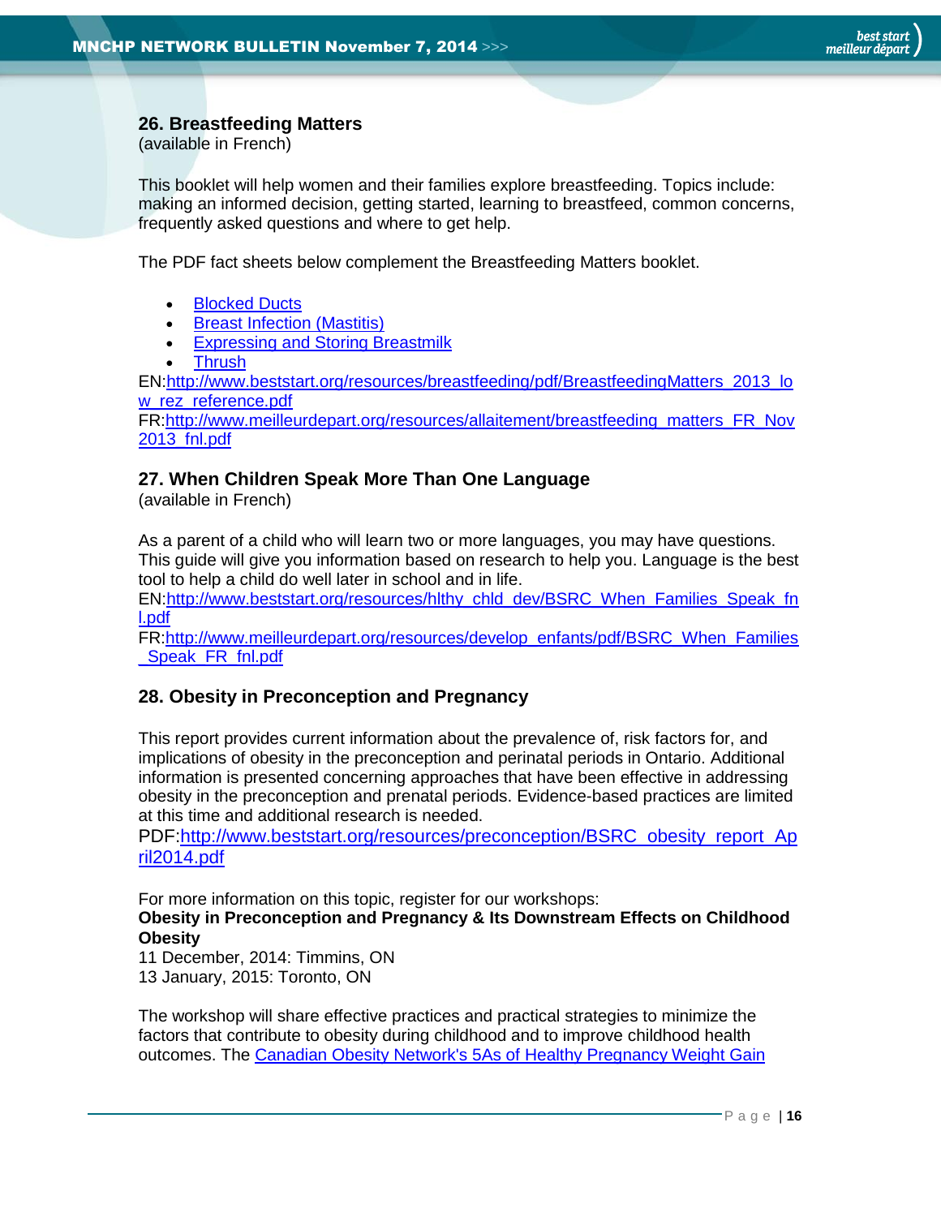### 26. Breastfeeding Matters

(available in French)

This booklet will help women and their families explore breastfeeding. Topics include: making an informed decision, getting started, learning to breastfeed, common concerns, frequently asked questions and where to get help.

The PDF fact sheets below complement the Breastfeeding Matters booklet.

- Blocked Ducts
- Breast Infection (Mastitis)
- Expressing and Storing Breastmilk
- Thrush

EN:http://www.beststart.org/resources/breastfeeding/pdf/BreastfeedingMatters_2013_low_rez_reference.pdf
FR:http://www.meilleurdepart.org/resources/allaitement/breastfeeding_matters_FR_Nov2013_fnl.pdf

### 27. When Children Speak More Than One Language

(available in French)

As a parent of a child who will learn two or more languages, you may have questions. This guide will give you information based on research to help you. Language is the best tool to help a child do well later in school and in life.
EN:http://www.beststart.org/resources/hlthy_chld_dev/BSRC_When_Families_Speak_fnl.pdf
FR:http://www.meilleurdepart.org/resources/develop_enfants/pdf/BSRC_When_Families_Speak_FR_fnl.pdf

### 28. Obesity in Preconception and Pregnancy

This report provides current information about the prevalence of, risk factors for, and implications of obesity in the preconception and perinatal periods in Ontario. Additional information is presented concerning approaches that have been effective in addressing obesity in the preconception and prenatal periods. Evidence-based practices are limited at this time and additional research is needed.
PDF:http://www.beststart.org/resources/preconception/BSRC_obesity_report_April2014.pdf

For more information on this topic, register for our workshops:
**Obesity in Preconception and Pregnancy & Its Downstream Effects on Childhood Obesity**
11 December, 2014: Timmins, ON
13 January, 2015: Toronto, ON

The workshop will share effective practices and practical strategies to minimize the factors that contribute to obesity during childhood and to improve childhood health outcomes. The Canadian Obesity Network's 5As of Healthy Pregnancy Weight Gain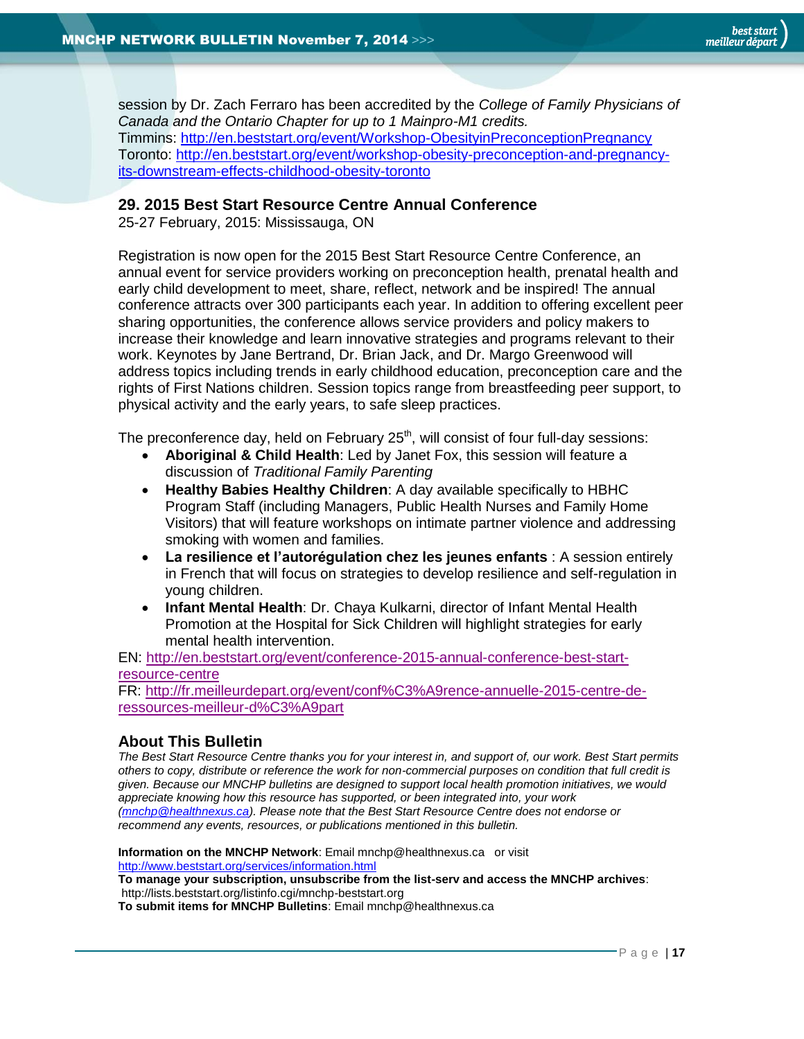session by Dr. Zach Ferraro has been accredited by the *College of Family Physicians of Canada and the Ontario Chapter for up to 1 Mainpro-M1 credits.*
Timmins: http://en.beststart.org/event/Workshop-ObesityinPreconceptionPregnancy
Toronto: http://en.beststart.org/event/workshop-obesity-preconception-and-pregnancy-its-downstream-effects-childhood-obesity-toronto

### 29. 2015 Best Start Resource Centre Annual Conference

25-27 February, 2015: Mississauga, ON

Registration is now open for the 2015 Best Start Resource Centre Conference, an annual event for service providers working on preconception health, prenatal health and early child development to meet, share, reflect, network and be inspired! The annual conference attracts over 300 participants each year. In addition to offering excellent peer sharing opportunities, the conference allows service providers and policy makers to increase their knowledge and learn innovative strategies and programs relevant to their work. Keynotes by Jane Bertrand, Dr. Brian Jack, and Dr. Margo Greenwood will address topics including trends in early childhood education, preconception care and the rights of First Nations children. Session topics range from breastfeeding peer support, to physical activity and the early years, to safe sleep practices.

The preconference day, held on February 25th, will consist of four full-day sessions:

- **Aboriginal & Child Health**: Led by Janet Fox, this session will feature a discussion of *Traditional Family Parenting*
- **Healthy Babies Healthy Children**: A day available specifically to HBHC Program Staff (including Managers, Public Health Nurses and Family Home Visitors) that will feature workshops on intimate partner violence and addressing smoking with women and families.
- **La resilience et l'autorégulation chez les jeunes enfants** : A session entirely in French that will focus on strategies to develop resilience and self-regulation in young children.
- **Infant Mental Health**: Dr. Chaya Kulkarni, director of Infant Mental Health Promotion at the Hospital for Sick Children will highlight strategies for early mental health intervention.

EN: http://en.beststart.org/event/conference-2015-annual-conference-best-start-resource-centre
FR: http://fr.meilleurdepart.org/event/conf%C3%A9rence-annuelle-2015-centre-de-ressources-meilleur-d%C3%A9part

## About This Bulletin

*The Best Start Resource Centre thanks you for your interest in, and support of, our work. Best Start permits others to copy, distribute or reference the work for non-commercial purposes on condition that full credit is given. Because our MNCHP bulletins are designed to support local health promotion initiatives, we would appreciate knowing how this resource has supported, or been integrated into, your work (mnchp@healthnexus.ca). Please note that the Best Start Resource Centre does not endorse or recommend any events, resources, or publications mentioned in this bulletin.*

**Information on the MNCHP Network**: Email mnchp@healthnexus.ca or visit http://www.beststart.org/services/information.html
**To manage your subscription, unsubscribe from the list-serv and access the MNCHP archives**: http://lists.beststart.org/listinfo.cgi/mnchp-beststart.org
**To submit items for MNCHP Bulletins**: Email mnchp@healthnexus.ca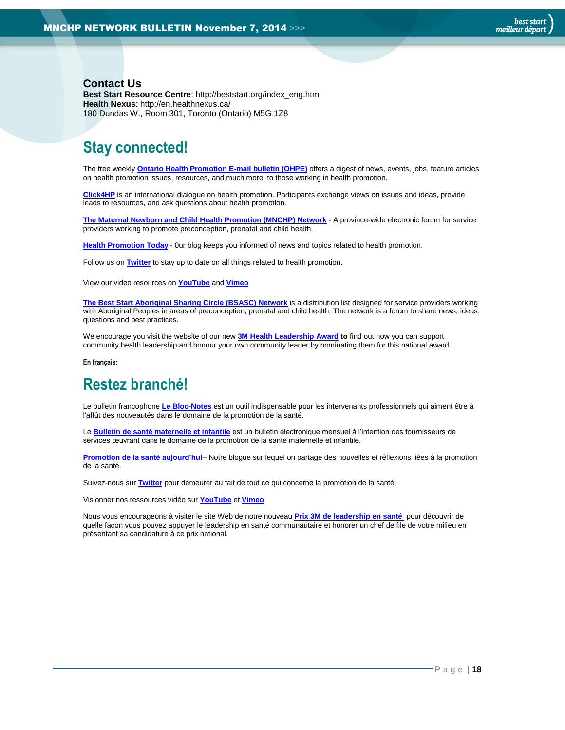## Contact Us

**Best Start Resource Centre**: http://beststart.org/index_eng.html
**Health Nexus**: http://en.healthnexus.ca/
180 Dundas W., Room 301, Toronto (Ontario) M5G 1Z8

# Stay connected!

The free weekly **Ontario Health Promotion E-mail bulletin (OHPE)** offers a digest of news, events, jobs, feature articles on health promotion issues, resources, and much more, to those working in health promotion.

**Click4HP** is an international dialogue on health promotion. Participants exchange views on issues and ideas, provide leads to resources, and ask questions about health promotion.

**The Maternal Newborn and Child Health Promotion (MNCHP) Network** - A province-wide electronic forum for service providers working to promote preconception, prenatal and child health.

**Health Promotion Today** - 0ur blog keeps you informed of news and topics related to health promotion.

Follow us on **Twitter** to stay up to date on all things related to health promotion.

View our video resources on **YouTube** and **Vimeo**

**The Best Start Aboriginal Sharing Circle (BSASC) Network** is a distribution list designed for service providers working with Aboriginal Peoples in areas of preconception, prenatal and child health. The network is a forum to share news, ideas, questions and best practices.

We encourage you visit the website of our new **3M Health Leadership Award** **to** find out how you can support community health leadership and honour your own community leader by nominating them for this national award.

**En français:**

# Restez branché!

Le bulletin francophone **Le Bloc-Notes** est un outil indispensable pour les intervenants professionnels qui aiment être à l'affût des nouveautés dans le domaine de la promotion de la santé.

Le **Bulletin de santé maternelle et infantile** est un bulletin électronique mensuel à l'intention des fournisseurs de services œuvrant dans le domaine de la promotion de la santé maternelle et infantile.

**Promotion de la santé aujourd'hui**– Notre blogue sur lequel on partage des nouvelles et réflexions liées à la promotion de la santé.

Suivez-nous sur **Twitter** pour demeurer au fait de tout ce qui concerne la promotion de la santé.

Visionner nos ressources vidéo sur **YouTube** et **Vimeo**

Nous vous encourageons à visiter le site Web de notre nouveau **Prix 3M de leadership en santé** pour découvrir de quelle façon vous pouvez appuyer le leadership en santé communautaire et honorer un chef de file de votre milieu en présentant sa candidature à ce prix national.